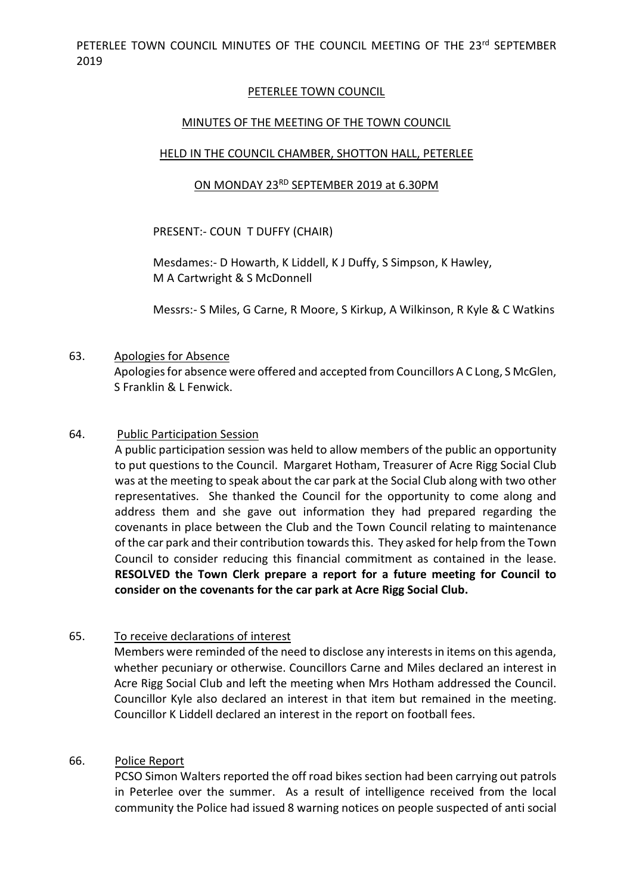PETERLEE TOWN COUNCIL MINUTES OF THE COUNCIL MEETING OF THE 23rd SEPTEMBER 2019

# PETERLEE TOWN COUNCIL

## MINUTES OF THE MEETING OF THE TOWN COUNCIL

## HELD IN THE COUNCIL CHAMBER, SHOTTON HALL, PETERLEE

## ON MONDAY 23RD SEPTEMBER 2019 at 6.30PM

PRESENT:- COUN T DUFFY (CHAIR)

Mesdames:- D Howarth, K Liddell, K J Duffy, S Simpson, K Hawley, M A Cartwright & S McDonnell

Messrs:- S Miles, G Carne, R Moore, S Kirkup, A Wilkinson, R Kyle & C Watkins

63. Apologies for Absence

Apologies for absence were offered and accepted from Councillors A C Long, S McGlen, S Franklin & L Fenwick.

64. Public Participation Session

A public participation session was held to allow members of the public an opportunity to put questions to the Council. Margaret Hotham, Treasurer of Acre Rigg Social Club was at the meeting to speak about the car park at the Social Club along with two other representatives. She thanked the Council for the opportunity to come along and address them and she gave out information they had prepared regarding the covenants in place between the Club and the Town Council relating to maintenance of the car park and their contribution towards this. They asked for help from the Town Council to consider reducing this financial commitment as contained in the lease. **RESOLVED the Town Clerk prepare a report for a future meeting for Council to consider on the covenants for the car park at Acre Rigg Social Club.**

65. To receive declarations of interest

Members were reminded of the need to disclose any interests in items on this agenda, whether pecuniary or otherwise. Councillors Carne and Miles declared an interest in Acre Rigg Social Club and left the meeting when Mrs Hotham addressed the Council. Councillor Kyle also declared an interest in that item but remained in the meeting. Councillor K Liddell declared an interest in the report on football fees.

66. Police Report

PCSO Simon Walters reported the off road bikes section had been carrying out patrols in Peterlee over the summer. As a result of intelligence received from the local community the Police had issued 8 warning notices on people suspected of anti social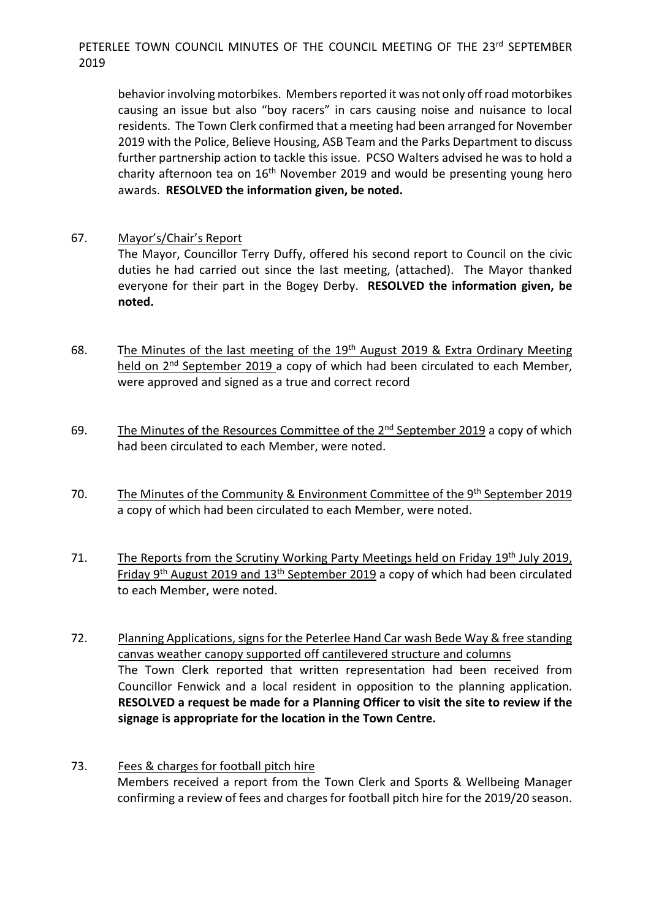behavior involving motorbikes. Members reported it was not only off road motorbikes causing an issue but also "boy racers" in cars causing noise and nuisance to local residents. The Town Clerk confirmed that a meeting had been arranged for November 2019 with the Police, Believe Housing, ASB Team and the Parks Department to discuss further partnership action to tackle this issue. PCSO Walters advised he was to hold a charity afternoon tea on 16th November 2019 and would be presenting young hero awards. **RESOLVED the information given, be noted.**

67. Mayor's/Chair's Report

The Mayor, Councillor Terry Duffy, offered his second report to Council on the civic duties he had carried out since the last meeting, (attached). The Mayor thanked everyone for their part in the Bogey Derby. **RESOLVED the information given, be noted.**

68. The Minutes of the last meeting of the 19th August 2019 & Extra Ordinary Meeting held on 2nd September 2019 a copy of which had been circulated to each Member, were approved and signed as a true and correct record

69. The Minutes of the Resources Committee of the 2nd September 2019 a copy of which had been circulated to each Member, were noted.

70. The Minutes of the Community & Environment Committee of the 9th September 2019 a copy of which had been circulated to each Member, were noted.

71. The Reports from the Scrutiny Working Party Meetings held on Friday 19th July 2019, Friday 9th August 2019 and 13th September 2019 a copy of which had been circulated to each Member, were noted.

72. Planning Applications, signs for the Peterlee Hand Car wash Bede Way & free standing canvas weather canopy supported off cantilevered structure and columns

The Town Clerk reported that written representation had been received from Councillor Fenwick and a local resident in opposition to the planning application. **RESOLVED a request be made for a Planning Officer to visit the site to review if the signage is appropriate for the location in the Town Centre.**

73. Fees & charges for football pitch hire

Members received a report from the Town Clerk and Sports & Wellbeing Manager confirming a review of fees and charges for football pitch hire for the 2019/20 season.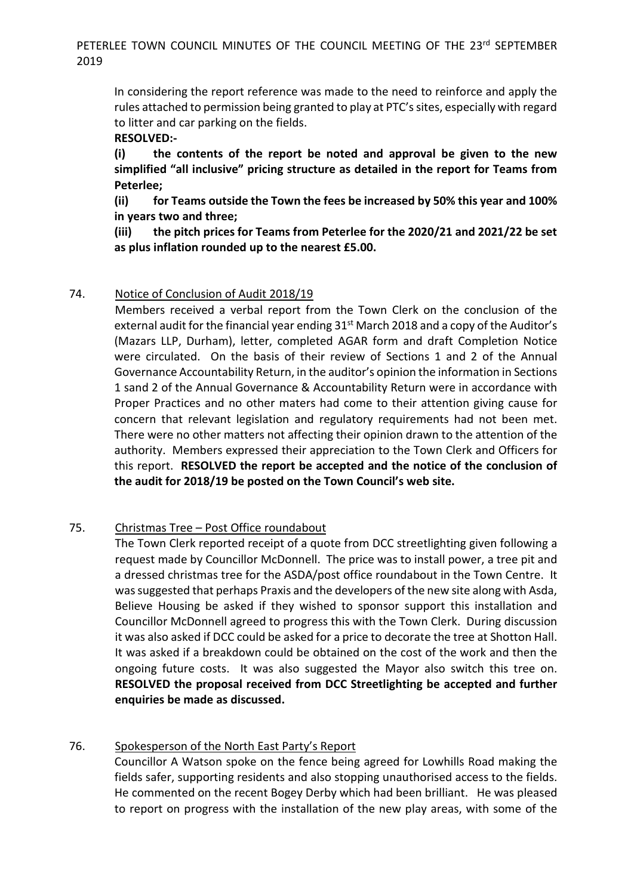In considering the report reference was made to the need to reinforce and apply the rules attached to permission being granted to play at PTC's sites, especially with regard to litter and car parking on the fields.

**RESOLVED:-**

**(i) the contents of the report be noted and approval be given to the new simplified "all inclusive" pricing structure as detailed in the report for Teams from Peterlee;**

**(ii) for Teams outside the Town the fees be increased by 50% this year and 100% in years two and three;**

**(iii) the pitch prices for Teams from Peterlee for the 2020/21 and 2021/22 be set as plus inflation rounded up to the nearest £5.00.**

74. Notice of Conclusion of Audit 2018/19

Members received a verbal report from the Town Clerk on the conclusion of the external audit for the financial year ending 31st March 2018 and a copy of the Auditor's (Mazars LLP, Durham), letter, completed AGAR form and draft Completion Notice were circulated. On the basis of their review of Sections 1 and 2 of the Annual Governance Accountability Return, in the auditor's opinion the information in Sections 1 sand 2 of the Annual Governance & Accountability Return were in accordance with Proper Practices and no other maters had come to their attention giving cause for concern that relevant legislation and regulatory requirements had not been met. There were no other matters not affecting their opinion drawn to the attention of the authority. Members expressed their appreciation to the Town Clerk and Officers for this report. **RESOLVED the report be accepted and the notice of the conclusion of the audit for 2018/19 be posted on the Town Council's web site.**

75. Christmas Tree – Post Office roundabout

The Town Clerk reported receipt of a quote from DCC streetlighting given following a request made by Councillor McDonnell. The price was to install power, a tree pit and a dressed christmas tree for the ASDA/post office roundabout in the Town Centre. It was suggested that perhaps Praxis and the developers of the new site along with Asda, Believe Housing be asked if they wished to sponsor support this installation and Councillor McDonnell agreed to progress this with the Town Clerk. During discussion it was also asked if DCC could be asked for a price to decorate the tree at Shotton Hall. It was asked if a breakdown could be obtained on the cost of the work and then the ongoing future costs. It was also suggested the Mayor also switch this tree on. **RESOLVED the proposal received from DCC Streetlighting be accepted and further enquiries be made as discussed.**

76. Spokesperson of the North East Party's Report

Councillor A Watson spoke on the fence being agreed for Lowhills Road making the fields safer, supporting residents and also stopping unauthorised access to the fields. He commented on the recent Bogey Derby which had been brilliant. He was pleased to report on progress with the installation of the new play areas, with some of the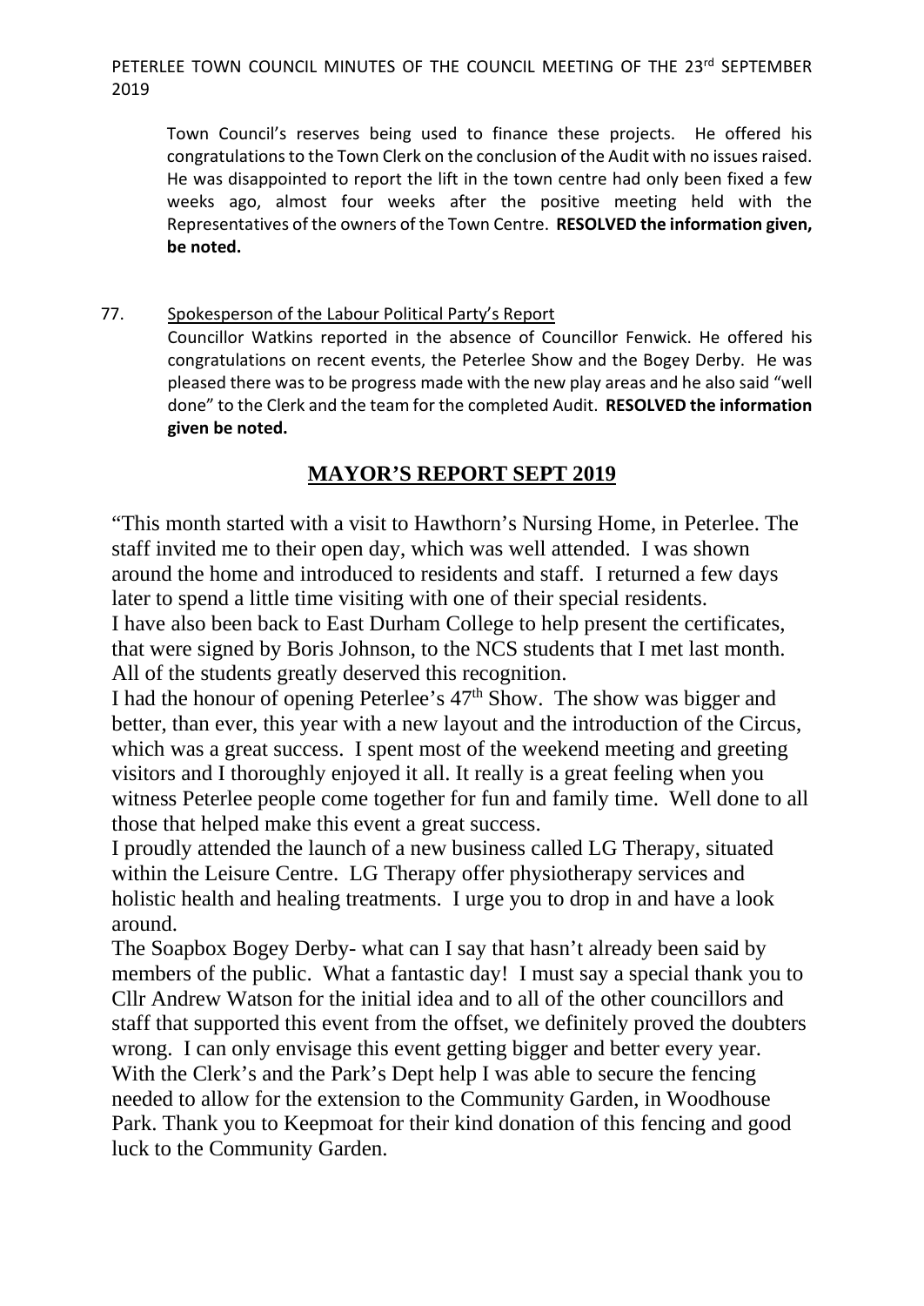Town Council's reserves being used to finance these projects. He offered his congratulations to the Town Clerk on the conclusion of the Audit with no issues raised. He was disappointed to report the lift in the town centre had only been fixed a few weeks ago, almost four weeks after the positive meeting held with the Representatives of the owners of the Town Centre. **RESOLVED the information given, be noted.**

77. Spokesperson of the Labour Political Party's Report

Councillor Watkins reported in the absence of Councillor Fenwick. He offered his congratulations on recent events, the Peterlee Show and the Bogey Derby. He was pleased there was to be progress made with the new play areas and he also said "well done" to the Clerk and the team for the completed Audit. **RESOLVED the information given be noted.**

## MAYOR'S REPORT SEPT 2019

"This month started with a visit to Hawthorn's Nursing Home, in Peterlee. The staff invited me to their open day, which was well attended. I was shown around the home and introduced to residents and staff. I returned a few days later to spend a little time visiting with one of their special residents.

I have also been back to East Durham College to help present the certificates, that were signed by Boris Johnson, to the NCS students that I met last month. All of the students greatly deserved this recognition.

I had the honour of opening Peterlee's 47th Show. The show was bigger and better, than ever, this year with a new layout and the introduction of the Circus, which was a great success. I spent most of the weekend meeting and greeting visitors and I thoroughly enjoyed it all. It really is a great feeling when you witness Peterlee people come together for fun and family time. Well done to all those that helped make this event a great success.

I proudly attended the launch of a new business called LG Therapy, situated within the Leisure Centre. LG Therapy offer physiotherapy services and holistic health and healing treatments. I urge you to drop in and have a look around.

The Soapbox Bogey Derby- what can I say that hasn't already been said by members of the public. What a fantastic day! I must say a special thank you to Cllr Andrew Watson for the initial idea and to all of the other councillors and staff that supported this event from the offset, we definitely proved the doubters wrong. I can only envisage this event getting bigger and better every year.

With the Clerk's and the Park's Dept help I was able to secure the fencing needed to allow for the extension to the Community Garden, in Woodhouse Park. Thank you to Keepmoat for their kind donation of this fencing and good luck to the Community Garden.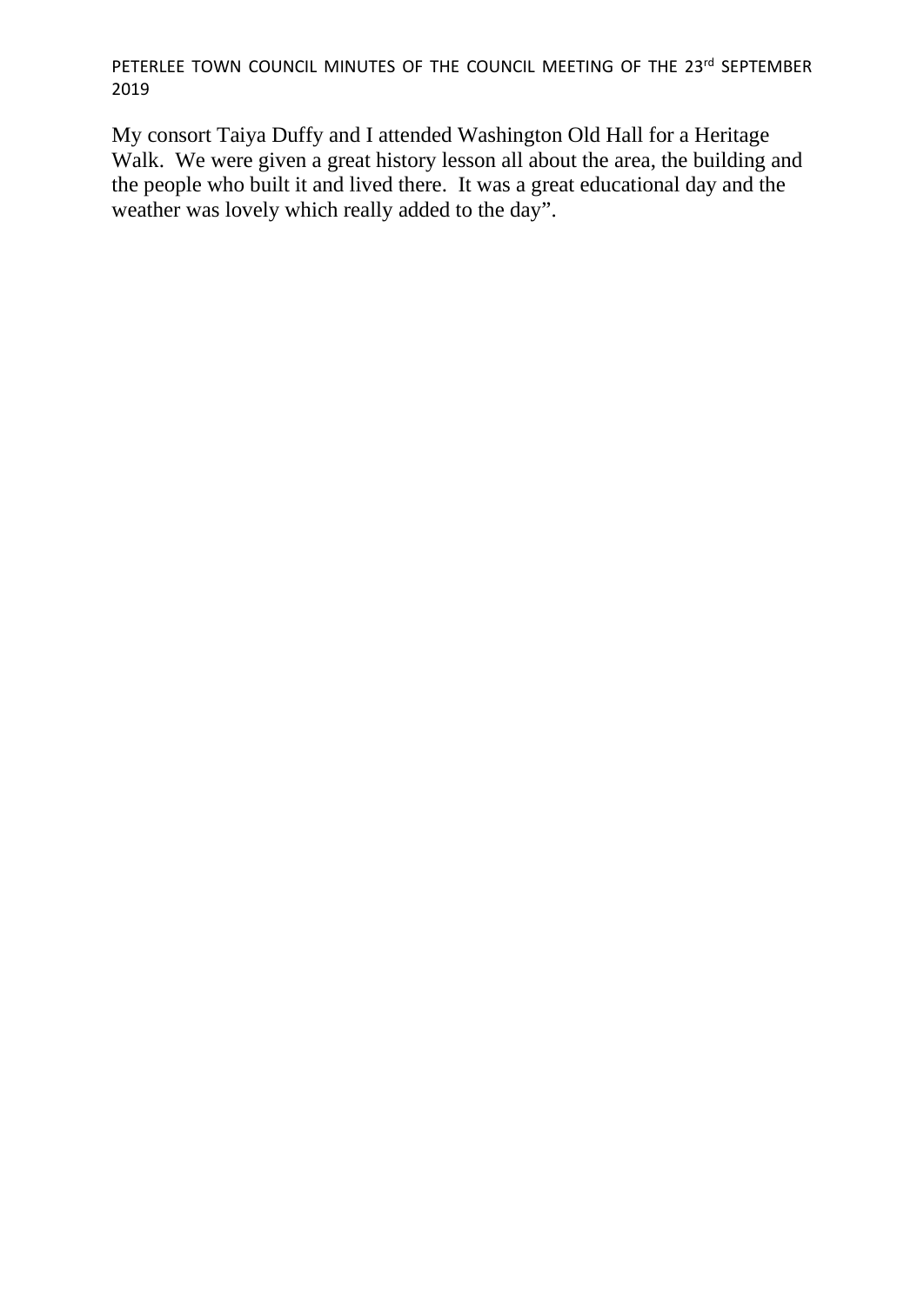My consort Taiya Duffy and I attended Washington Old Hall for a Heritage Walk. We were given a great history lesson all about the area, the building and the people who built it and lived there. It was a great educational day and the weather was lovely which really added to the day".